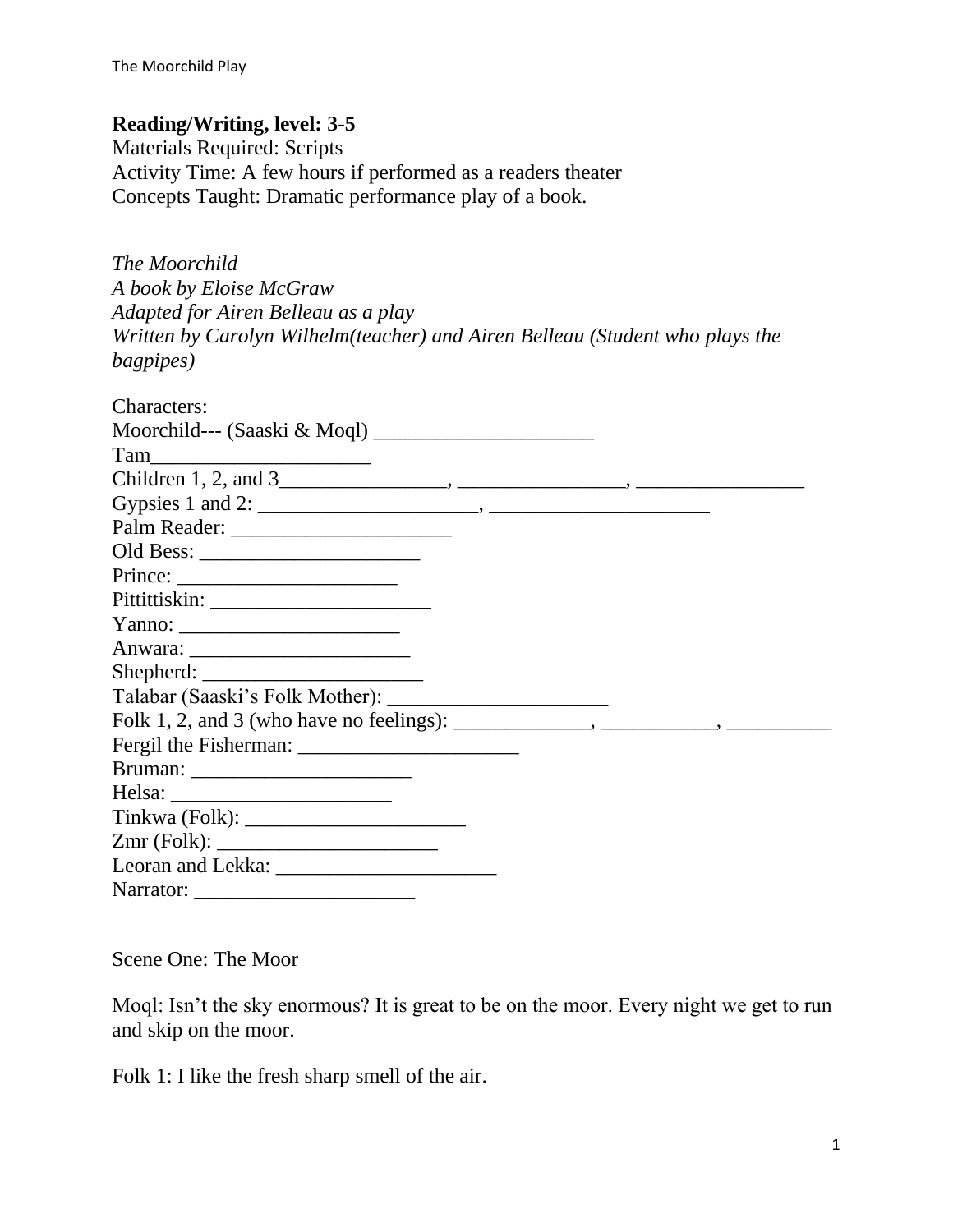**Reading/Writing, level: 3-5**
Materials Required: Scripts
Activity Time: A few hours if performed as a readers theater
Concepts Taught: Dramatic performance play of a book.

*The Moorchild*
*A book by Eloise McGraw*
*Adapted for Airen Belleau as a play*
*Written by Carolyn Wilhelm(teacher) and Airen Belleau (Student who plays the bagpipes)*

Characters:
Moorchild--- (Saaski & Moql) ____________________
Tam____________________
Children 1, 2, and 3________________, ________________, ________________
Gypsies 1 and 2: ____________________, ____________________
Palm Reader: ____________________
Old Bess: ____________________
Prince: ____________________
Pitittiskin: ____________________
Yanno: ____________________
Anwara: ____________________
Shepherd: ____________________
Talabar (Saaski's Folk Mother): ____________________
Folk 1, 2, and 3 (who have no feelings): _____________, ___________, __________
Fergil the Fisherman: ____________________
Bruman: ____________________
Helsa: ____________________
Tinkwa (Folk): ____________________
Zmr (Folk): ____________________
Leoran and Lekka: ____________________
Narrator: ____________________

Scene One: The Moor

Moql: Isn't the sky enormous? It is great to be on the moor. Every night we get to run and skip on the moor.

Folk 1: I like the fresh sharp smell of the air.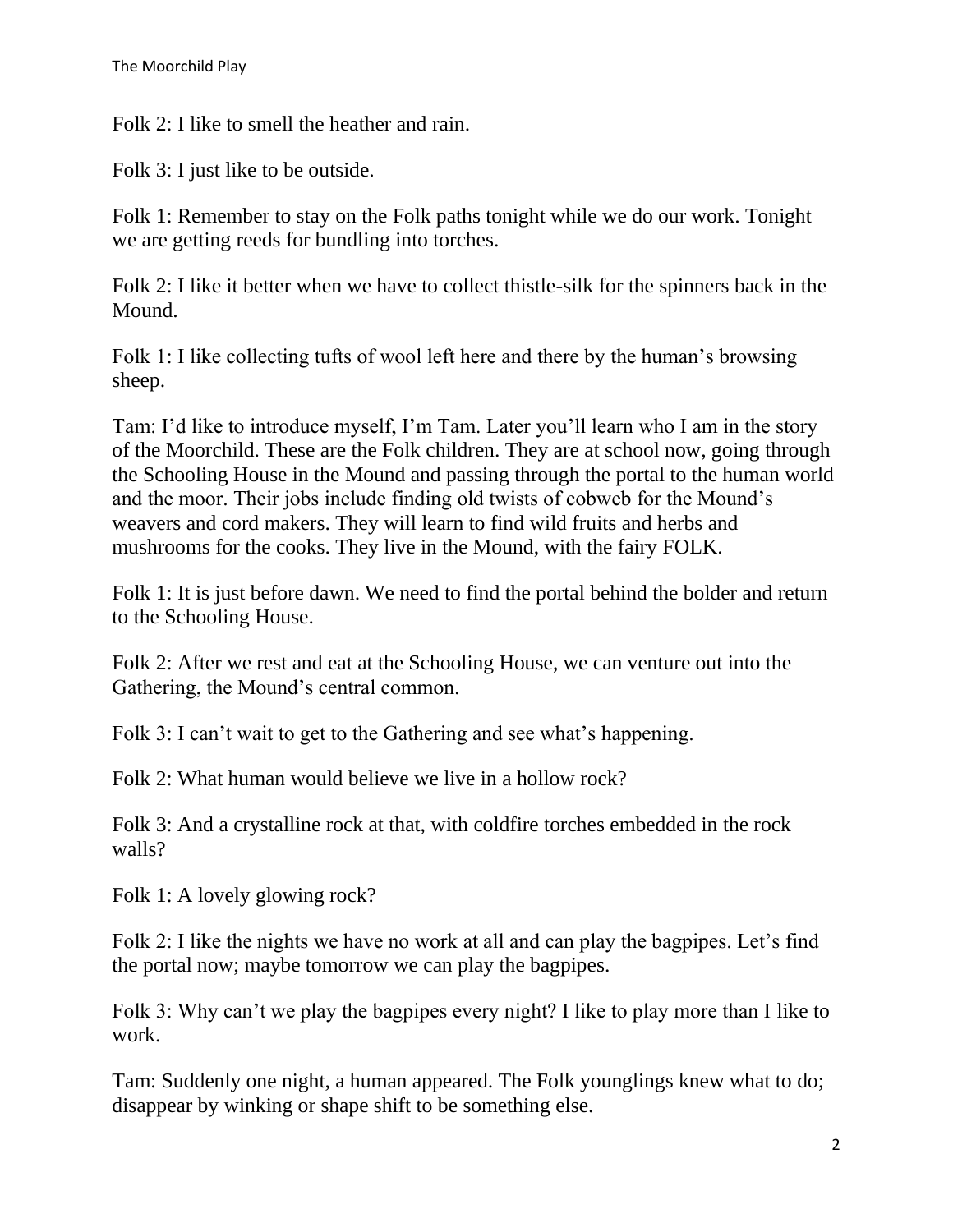Folk 2: I like to smell the heather and rain.

Folk 3: I just like to be outside.

Folk 1: Remember to stay on the Folk paths tonight while we do our work. Tonight we are getting reeds for bundling into torches.

Folk 2: I like it better when we have to collect thistle-silk for the spinners back in the Mound.

Folk 1: I like collecting tufts of wool left here and there by the human's browsing sheep.

Tam: I'd like to introduce myself, I'm Tam. Later you'll learn who I am in the story of the Moorchild. These are the Folk children. They are at school now, going through the Schooling House in the Mound and passing through the portal to the human world and the moor. Their jobs include finding old twists of cobweb for the Mound's weavers and cord makers. They will learn to find wild fruits and herbs and mushrooms for the cooks. They live in the Mound, with the fairy FOLK.

Folk 1: It is just before dawn. We need to find the portal behind the bolder and return to the Schooling House.

Folk 2: After we rest and eat at the Schooling House, we can venture out into the Gathering, the Mound's central common.

Folk 3: I can't wait to get to the Gathering and see what's happening.

Folk 2: What human would believe we live in a hollow rock?

Folk 3: And a crystalline rock at that, with coldfire torches embedded in the rock walls?

Folk 1: A lovely glowing rock?

Folk 2: I like the nights we have no work at all and can play the bagpipes. Let's find the portal now; maybe tomorrow we can play the bagpipes.

Folk 3: Why can't we play the bagpipes every night? I like to play more than I like to work.

Tam: Suddenly one night, a human appeared. The Folk younglings knew what to do; disappear by winking or shape shift to be something else.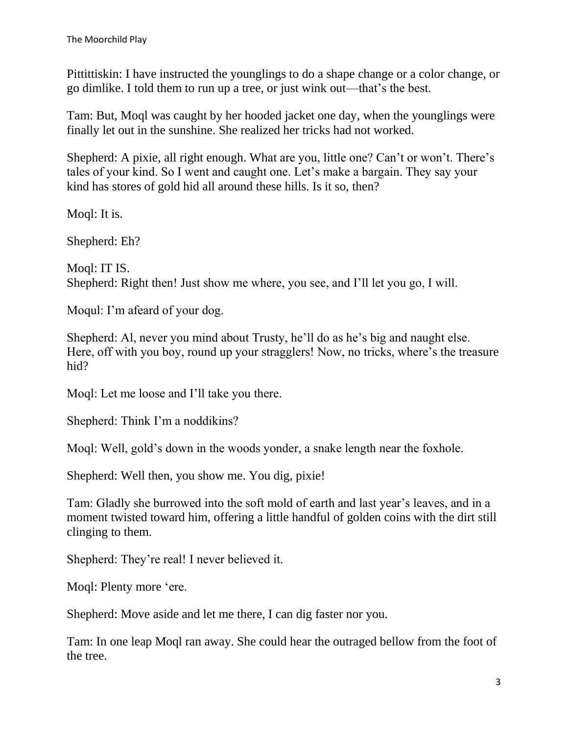Pitittiskin: I have instructed the younglings to do a shape change or a color change, or go dimlike. I told them to run up a tree, or just wink out—that's the best.

Tam: But, Moql was caught by her hooded jacket one day, when the younglings were finally let out in the sunshine. She realized her tricks had not worked.

Shepherd: A pixie, all right enough. What are you, little one? Can't or won't. There's tales of your kind. So I went and caught one. Let's make a bargain. They say your kind has stores of gold hid all around these hills. Is it so, then?

Moql: It is.

Shepherd: Eh?

Moql: IT IS.
Shepherd: Right then! Just show me where, you see, and I'll let you go, I will.

Moqul: I'm afeard of your dog.

Shepherd: Al, never you mind about Trusty, he'll do as he's big and naught else. Here, off with you boy, round up your stragglers! Now, no tricks, where's the treasure hid?

Moql: Let me loose and I'll take you there.

Shepherd: Think I'm a noddikins?

Moql: Well, gold's down in the woods yonder, a snake length near the foxhole.

Shepherd: Well then, you show me. You dig, pixie!

Tam: Gladly she burrowed into the soft mold of earth and last year's leaves, and in a moment twisted toward him, offering a little handful of golden coins with the dirt still clinging to them.

Shepherd: They're real! I never believed it.

Moql: Plenty more 'ere.

Shepherd: Move aside and let me there, I can dig faster nor you.

Tam: In one leap Moql ran away. She could hear the outraged bellow from the foot of the tree.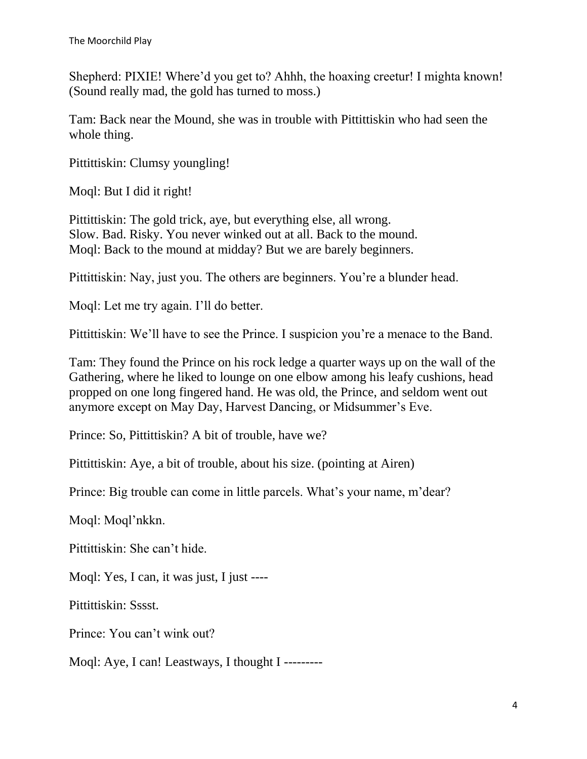Shepherd: PIXIE! Where'd you get to? Ahhh, the hoaxing creetur! I mighta known! (Sound really mad, the gold has turned to moss.)

Tam: Back near the Mound, she was in trouble with Pittittiskin who had seen the whole thing.

Pittittiskin: Clumsy youngling!

Moql: But I did it right!

Pittittiskin: The gold trick, aye, but everything else, all wrong.
Slow. Bad. Risky. You never winked out at all. Back to the mound.
Moql: Back to the mound at midday? But we are barely beginners.

Pittittiskin: Nay, just you. The others are beginners. You're a blunder head.

Moql: Let me try again. I'll do better.

Pittittiskin: We'll have to see the Prince. I suspicion you're a menace to the Band.

Tam: They found the Prince on his rock ledge a quarter ways up on the wall of the Gathering, where he liked to lounge on one elbow among his leafy cushions, head propped on one long fingered hand. He was old, the Prince, and seldom went out anymore except on May Day, Harvest Dancing, or Midsummer's Eve.

Prince: So, Pittittiskin? A bit of trouble, have we?

Pittittiskin: Aye, a bit of trouble, about his size. (pointing at Airen)

Prince: Big trouble can come in little parcels. What's your name, m'dear?

Moql: Moql'nkkn.

Pittittiskin: She can't hide.

Moql: Yes, I can, it was just, I just ----

Pittittiskin: Sssst.

Prince: You can't wink out?

Moql: Aye, I can! Leastways, I thought I ---------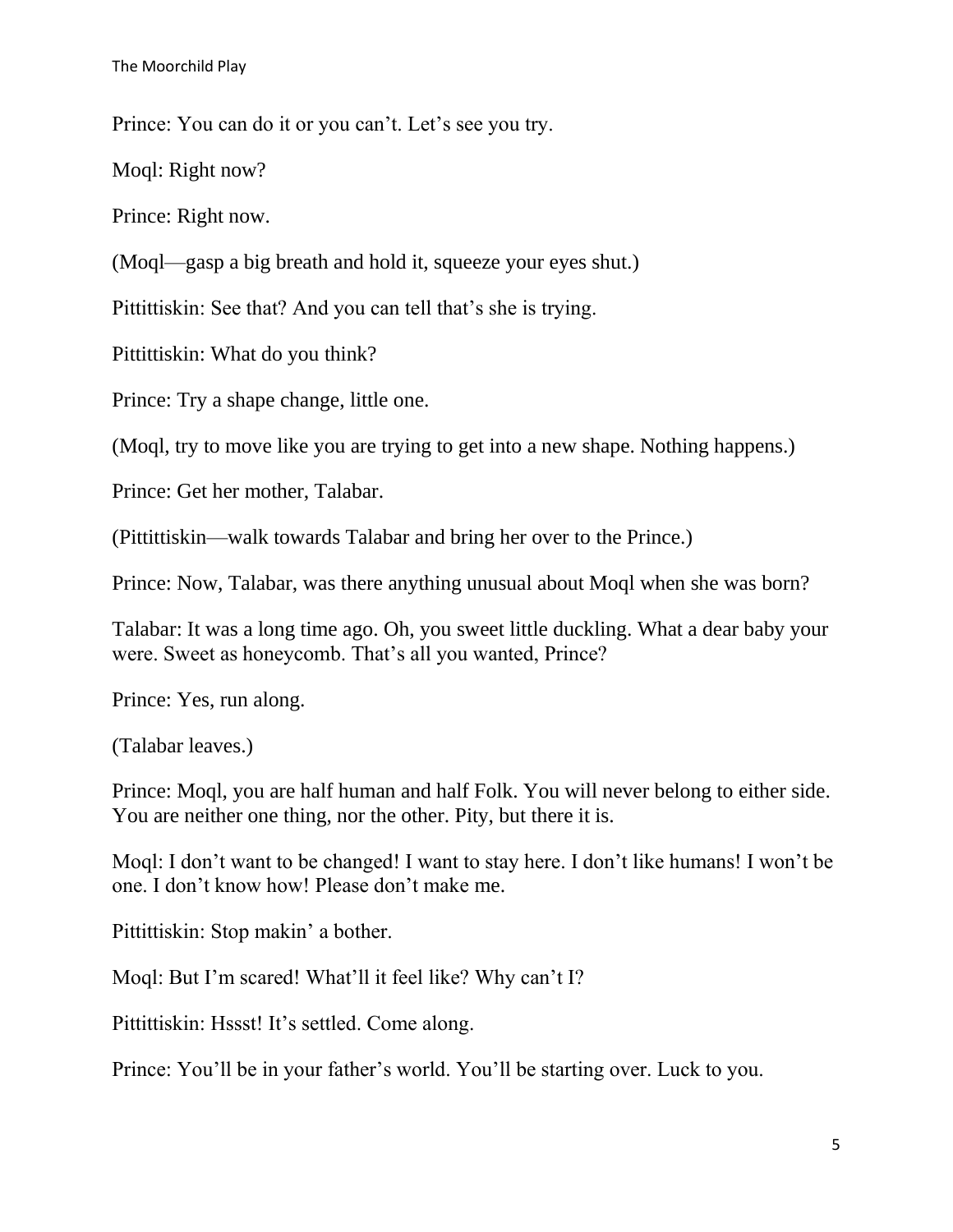Prince: You can do it or you can't. Let's see you try.

Moql: Right now?

Prince: Right now.

(Moql—gasp a big breath and hold it, squeeze your eyes shut.)

Pitittiskin: See that? And you can tell that's she is trying.

Pitittiskin: What do you think?

Prince: Try a shape change, little one.

(Moql, try to move like you are trying to get into a new shape. Nothing happens.)

Prince: Get her mother, Talabar.

(Pitittiskin—walk towards Talabar and bring her over to the Prince.)

Prince: Now, Talabar, was there anything unusual about Moql when she was born?

Talabar: It was a long time ago. Oh, you sweet little duckling. What a dear baby your were. Sweet as honeycomb. That's all you wanted, Prince?

Prince: Yes, run along.

(Talabar leaves.)

Prince: Moql, you are half human and half Folk. You will never belong to either side. You are neither one thing, nor the other. Pity, but there it is.

Moql: I don't want to be changed! I want to stay here. I don't like humans! I won't be one. I don't know how! Please don't make me.

Pitittiskin: Stop makin' a bother.

Moql: But I'm scared! What'll it feel like? Why can't I?

Pitittiskin: Hssst! It's settled. Come along.

Prince: You'll be in your father's world. You'll be starting over. Luck to you.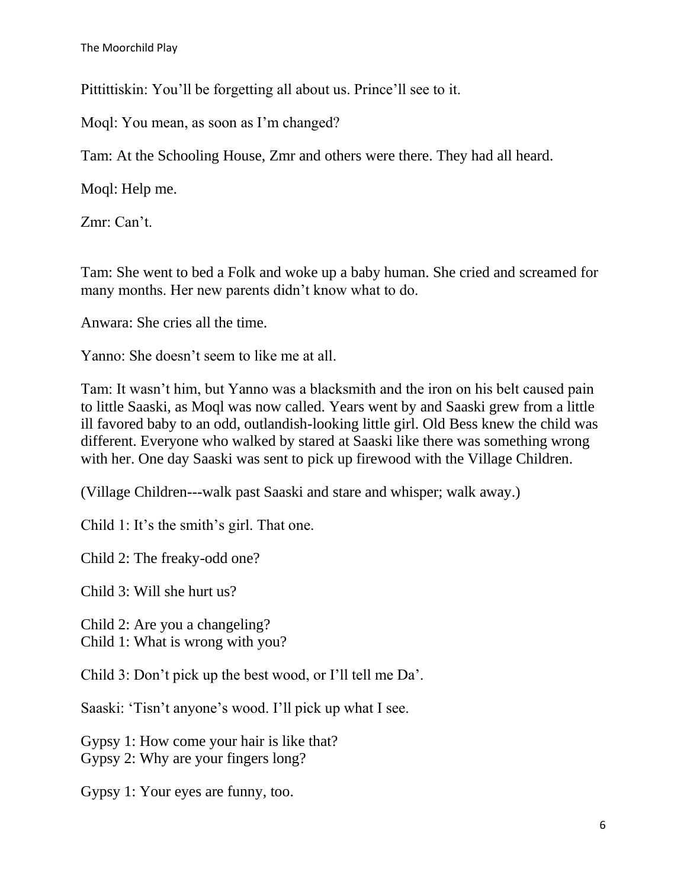Pittittiskin: You'll be forgetting all about us. Prince'll see to it.

Moql: You mean, as soon as I'm changed?

Tam: At the Schooling House, Zmr and others were there. They had all heard.

Moql: Help me.

Zmr: Can't.

Tam: She went to bed a Folk and woke up a baby human. She cried and screamed for many months. Her new parents didn't know what to do.

Anwara: She cries all the time.

Yanno: She doesn't seem to like me at all.

Tam: It wasn't him, but Yanno was a blacksmith and the iron on his belt caused pain to little Saaski, as Moql was now called. Years went by and Saaski grew from a little ill favored baby to an odd, outlandish-looking little girl. Old Bess knew the child was different. Everyone who walked by stared at Saaski like there was something wrong with her. One day Saaski was sent to pick up firewood with the Village Children.

(Village Children---walk past Saaski and stare and whisper; walk away.)

Child 1: It's the smith's girl. That one.

Child 2: The freaky-odd one?

Child 3: Will she hurt us?

Child 2: Are you a changeling?
Child 1: What is wrong with you?

Child 3: Don't pick up the best wood, or I'll tell me Da'.

Saaski: 'Tisn't anyone's wood. I'll pick up what I see.

Gypsy 1: How come your hair is like that?
Gypsy 2: Why are your fingers long?

Gypsy 1: Your eyes are funny, too.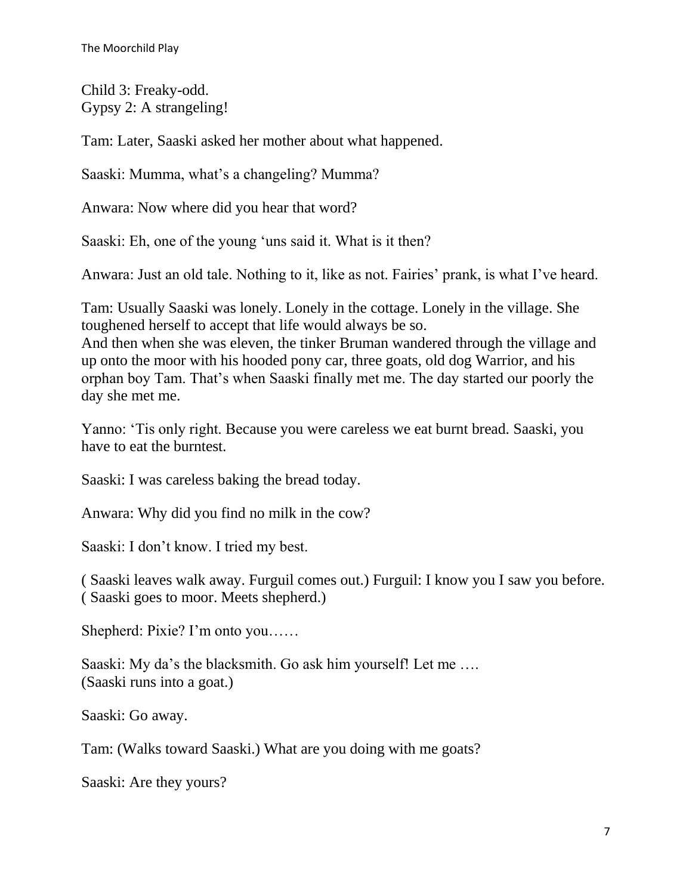Child 3: Freaky-odd.
Gypsy 2: A strangeling!

Tam: Later, Saaski asked her mother about what happened.

Saaski: Mumma, what's a changeling? Mumma?

Anwara: Now where did you hear that word?

Saaski: Eh, one of the young 'uns said it. What is it then?

Anwara: Just an old tale. Nothing to it, like as not. Fairies' prank, is what I've heard.

Tam: Usually Saaski was lonely. Lonely in the cottage. Lonely in the village. She toughened herself to accept that life would always be so.
And then when she was eleven, the tinker Bruman wandered through the village and up onto the moor with his hooded pony car, three goats, old dog Warrior, and his orphan boy Tam. That's when Saaski finally met me. The day started our poorly the day she met me.

Yanno: 'Tis only right. Because you were careless we eat burnt bread. Saaski, you have to eat the burntest.

Saaski: I was careless baking the bread today.

Anwara: Why did you find no milk in the cow?

Saaski: I don't know. I tried my best.

( Saaski leaves walk away. Furguil comes out.) Furguil: I know you I saw you before.
( Saaski goes to moor. Meets shepherd.)

Shepherd: Pixie? I'm onto you……

Saaski: My da's the blacksmith. Go ask him yourself! Let me ….
(Saaski runs into a goat.)

Saaski: Go away.

Tam: (Walks toward Saaski.) What are you doing with me goats?

Saaski: Are they yours?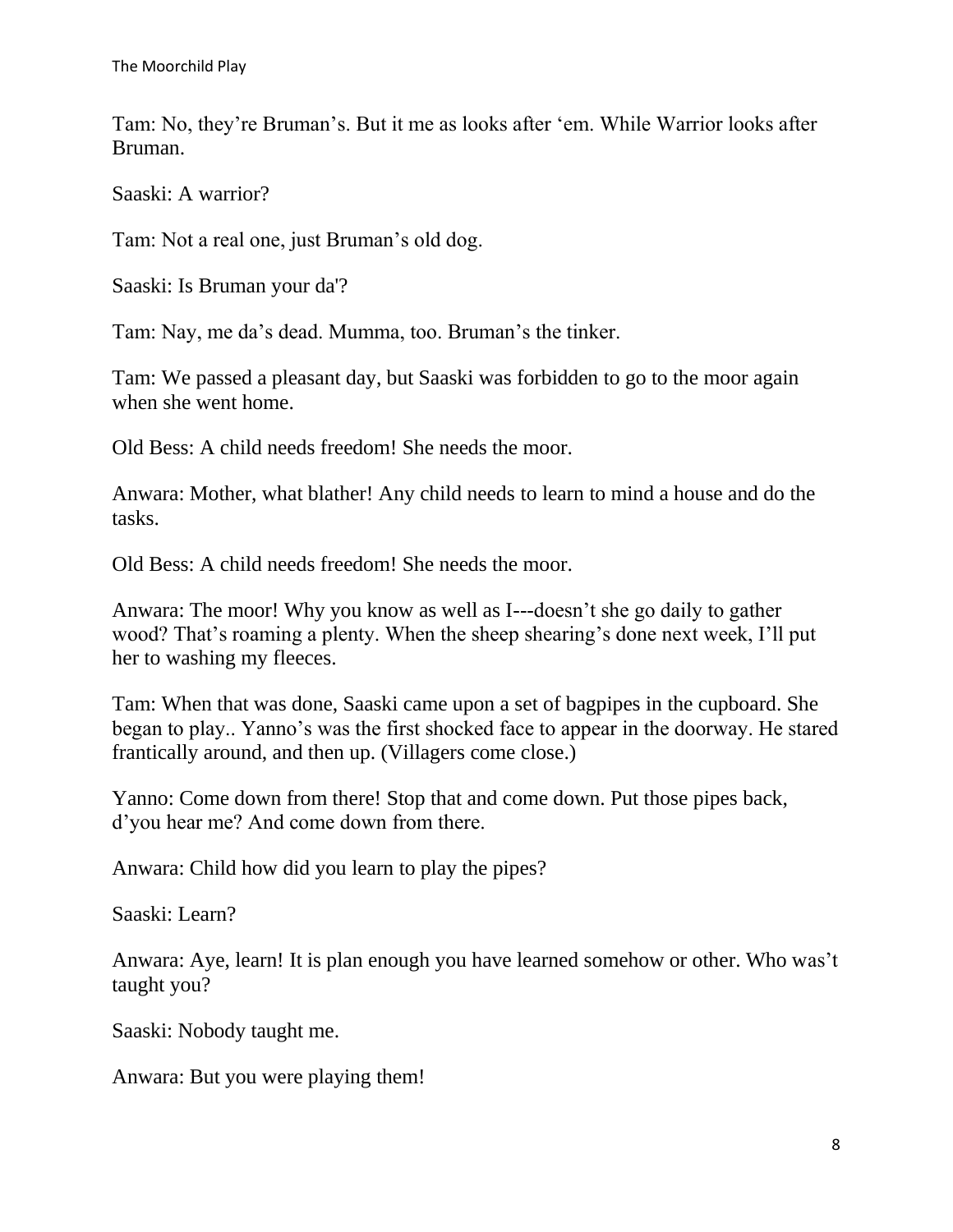Tam: No, they're Bruman's. But it me as looks after 'em. While Warrior looks after Bruman.

Saaski: A warrior?

Tam: Not a real one, just Bruman's old dog.

Saaski: Is Bruman your da'?

Tam: Nay, me da's dead. Mumma, too. Bruman's the tinker.

Tam: We passed a pleasant day, but Saaski was forbidden to go to the moor again when she went home.

Old Bess: A child needs freedom! She needs the moor.

Anwara: Mother, what blather! Any child needs to learn to mind a house and do the tasks.

Old Bess: A child needs freedom! She needs the moor.

Anwara: The moor! Why you know as well as I---doesn't she go daily to gather wood? That's roaming a plenty. When the sheep shearing's done next week, I'll put her to washing my fleeces.

Tam: When that was done, Saaski came upon a set of bagpipes in the cupboard. She began to play.. Yanno's was the first shocked face to appear in the doorway. He stared frantically around, and then up. (Villagers come close.)

Yanno: Come down from there! Stop that and come down. Put those pipes back, d'you hear me? And come down from there.

Anwara: Child how did you learn to play the pipes?

Saaski: Learn?

Anwara: Aye, learn! It is plan enough you have learned somehow or other. Who was't taught you?

Saaski: Nobody taught me.

Anwara: But you were playing them!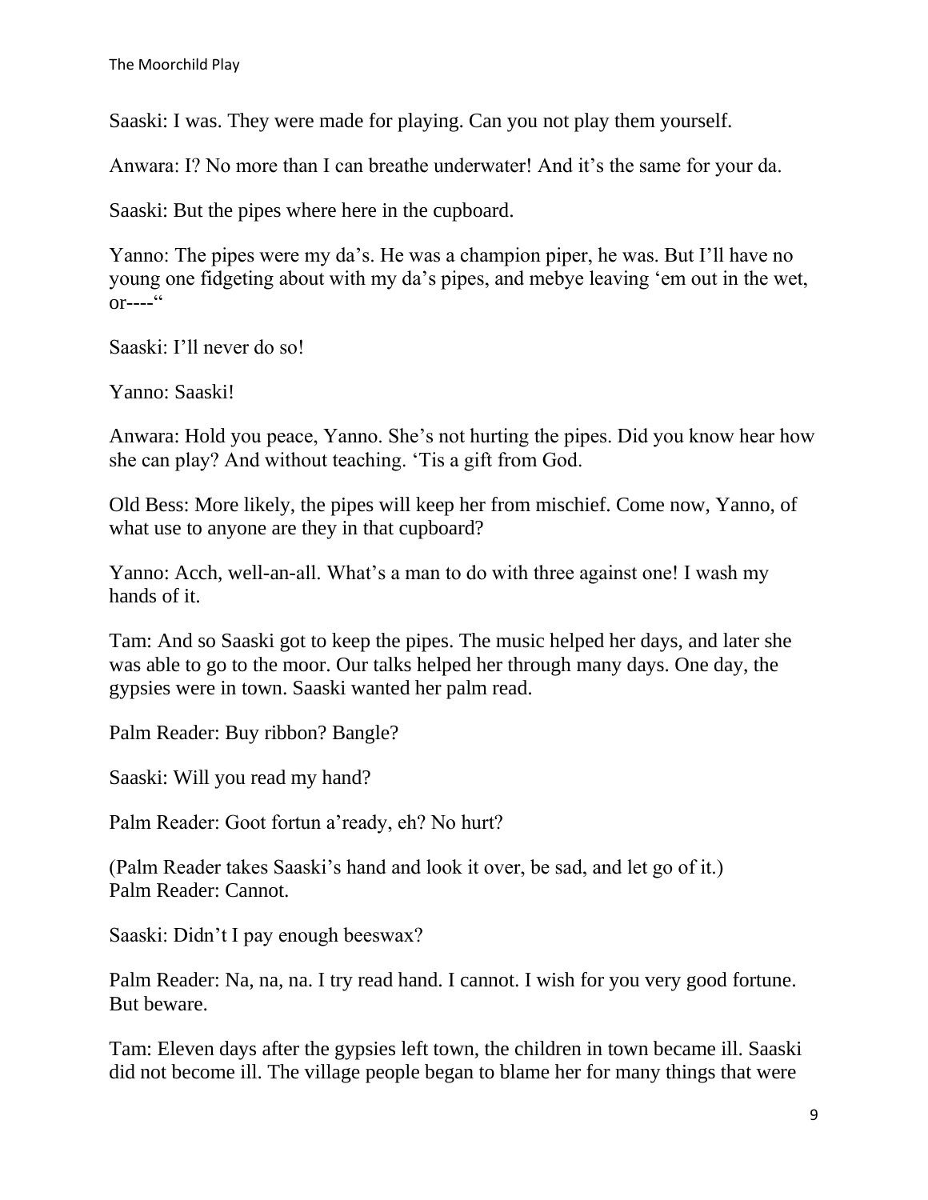Saaski: I was. They were made for playing. Can you not play them yourself.

Anwara: I? No more than I can breathe underwater! And it's the same for your da.

Saaski: But the pipes where here in the cupboard.

Yanno: The pipes were my da's. He was a champion piper, he was. But I'll have no young one fidgeting about with my da's pipes, and mebye leaving 'em out in the wet, or----"

Saaski: I'll never do so!

Yanno: Saaski!

Anwara: Hold you peace, Yanno. She's not hurting the pipes. Did you know hear how she can play? And without teaching. 'Tis a gift from God.

Old Bess: More likely, the pipes will keep her from mischief. Come now, Yanno, of what use to anyone are they in that cupboard?

Yanno: Acch, well-an-all. What's a man to do with three against one! I wash my hands of it.

Tam: And so Saaski got to keep the pipes. The music helped her days, and later she was able to go to the moor. Our talks helped her through many days. One day, the gypsies were in town. Saaski wanted her palm read.

Palm Reader: Buy ribbon? Bangle?

Saaski: Will you read my hand?

Palm Reader: Goot fortun a'ready, eh? No hurt?

(Palm Reader takes Saaski's hand and look it over, be sad, and let go of it.)
Palm Reader: Cannot.

Saaski: Didn't I pay enough beeswax?

Palm Reader: Na, na, na. I try read hand. I cannot. I wish for you very good fortune. But beware.

Tam: Eleven days after the gypsies left town, the children in town became ill. Saaski did not become ill. The village people began to blame her for many things that were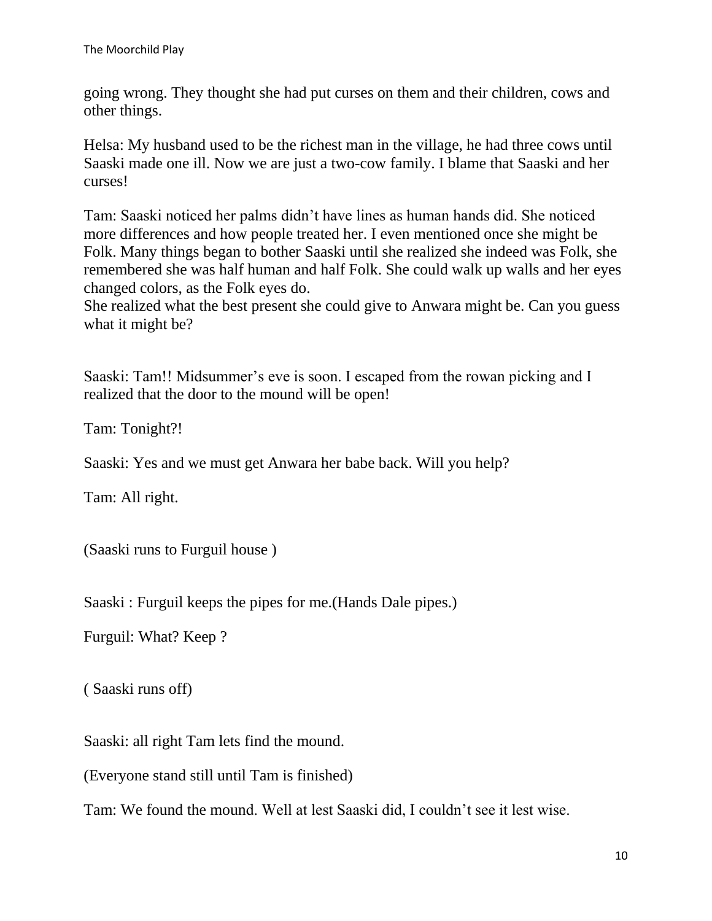going wrong. They thought she had put curses on them and their children, cows and other things.

Helsa: My husband used to be the richest man in the village, he had three cows until Saaski made one ill. Now we are just a two-cow family. I blame that Saaski and her curses!

Tam: Saaski noticed her palms didn't have lines as human hands did. She noticed more differences and how people treated her. I even mentioned once she might be Folk. Many things began to bother Saaski until she realized she indeed was Folk, she remembered she was half human and half Folk. She could walk up walls and her eyes changed colors, as the Folk eyes do.
She realized what the best present she could give to Anwara might be. Can you guess what it might be?

Saaski: Tam!! Midsummer's eve is soon. I escaped from the rowan picking and I realized that the door to the mound will be open!

Tam: Tonight?!

Saaski: Yes and we must get Anwara her babe back. Will you help?

Tam: All right.

(Saaski runs to Furguil house )

Saaski : Furguil keeps the pipes for me.(Hands Dale pipes.)

Furguil: What? Keep ?

( Saaski runs off)

Saaski: all right Tam lets find the mound.

(Everyone stand still until Tam is finished)

Tam: We found the mound. Well at lest Saaski did, I couldn't see it lest wise.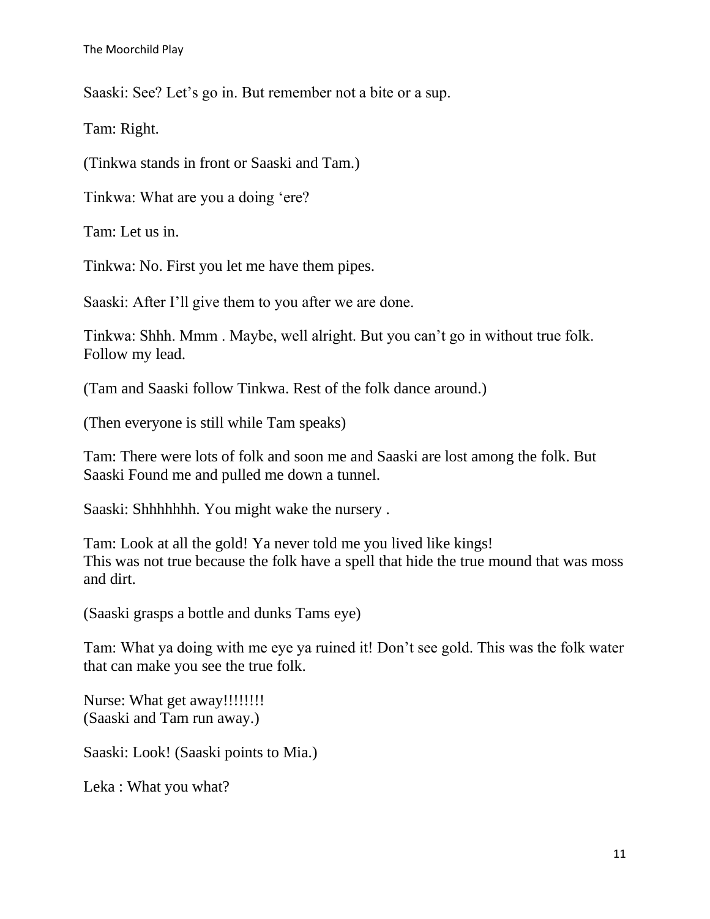Saaski: See? Let’s go in. But remember not a bite or a sup.

Tam: Right.

(Tinkwa stands in front or Saaski and Tam.)

Tinkwa: What are you a doing ‘ere?

Tam: Let us in.

Tinkwa: No. First you let me have them pipes.

Saaski: After I’ll give them to you after we are done.

Tinkwa: Shhh. Mmm . Maybe, well alright. But you can’t go in without true folk. Follow my lead.

(Tam and Saaski follow Tinkwa. Rest of the folk dance around.)

(Then everyone is still while Tam speaks)

Tam: There were lots of folk and soon me and Saaski are lost among the folk. But Saaski Found me and pulled me down a tunnel.

Saaski: Shhhhhhh. You might wake the nursery .

Tam: Look at all the gold! Ya never told me you lived like kings!
This was not true because the folk have a spell that hide the true mound that was moss and dirt.

(Saaski grasps a bottle and dunks Tams eye)

Tam: What ya doing with me eye ya ruined it! Don’t see gold. This was the folk water that can make you see the true folk.

Nurse: What get away!!!!!!!!
(Saaski and Tam run away.)

Saaski: Look! (Saaski points to Mia.)

Leka : What you what?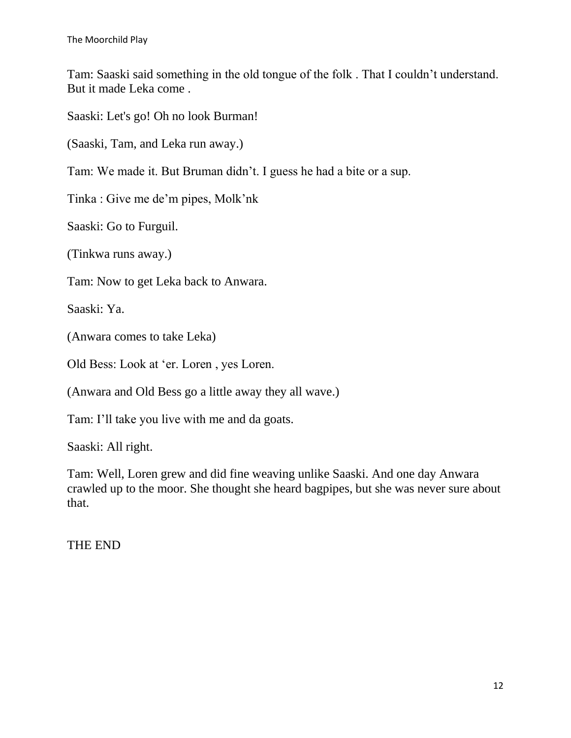Tam: Saaski said something in the old tongue of the folk . That I couldn't understand. But it made Leka come .

Saaski: Let's go! Oh no look Burman!

(Saaski, Tam, and Leka run away.)

Tam: We made it. But Bruman didn't. I guess he had a bite or a sup.

Tinka : Give me de'm pipes, Molk'nk

Saaski: Go to Furguil.

(Tinkwa runs away.)

Tam: Now to get Leka back to Anwara.

Saaski: Ya.

(Anwara comes to take Leka)

Old Bess: Look at 'er. Loren , yes Loren.

(Anwara and Old Bess go a little away they all wave.)

Tam: I'll take you live with me and da goats.

Saaski: All right.

Tam: Well, Loren grew and did fine weaving unlike Saaski. And one day Anwara crawled up to the moor. She thought she heard bagpipes, but she was never sure about that.

THE END